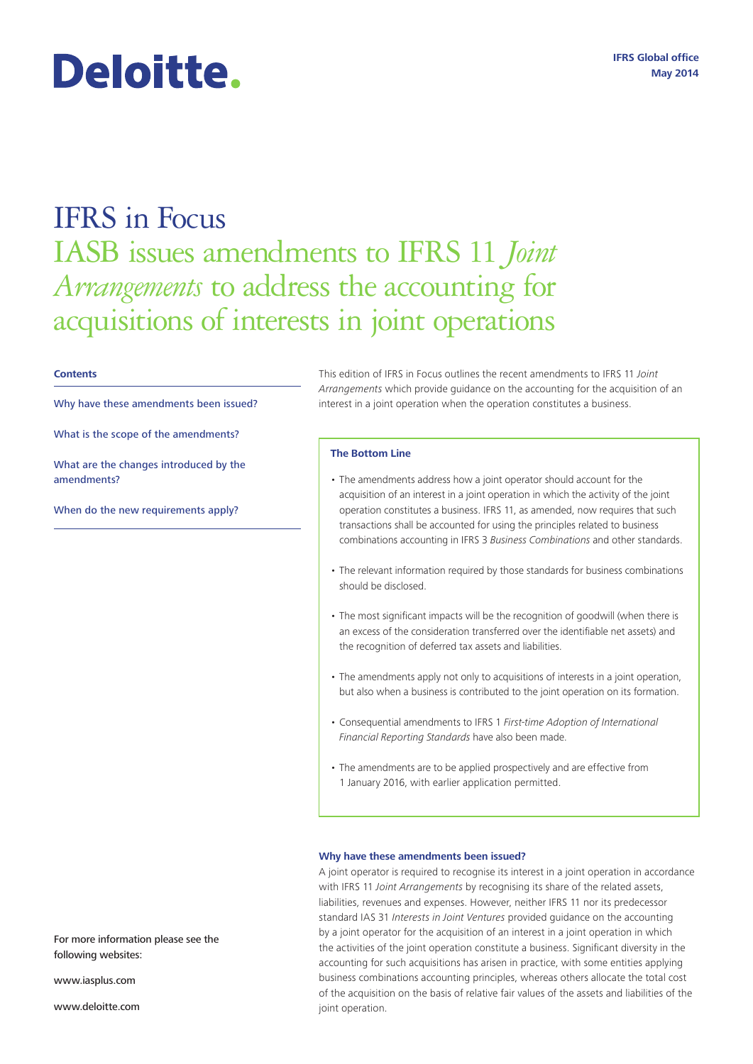Deloitte.

IFRS Global office
May 2014

# IFRS in Focus

## IASB issues amendments to IFRS 11 *Joint Arrangements* to address the accounting for acquisitions of interests in joint operations

**Contents**

Why have these amendments been issued?

What is the scope of the amendments?

What are the changes introduced by the amendments?

When do the new requirements apply?

This edition of IFRS in Focus outlines the recent amendments to IFRS 11 *Joint Arrangements* which provide guidance on the accounting for the acquisition of an interest in a joint operation when the operation constitutes a business.

**The Bottom Line**

- The amendments address how a joint operator should account for the acquisition of an interest in a joint operation in which the activity of the joint operation constitutes a business. IFRS 11, as amended, now requires that such transactions shall be accounted for using the principles related to business combinations accounting in IFRS 3 *Business Combinations* and other standards.
- The relevant information required by those standards for business combinations should be disclosed.
- The most significant impacts will be the recognition of goodwill (when there is an excess of the consideration transferred over the identifiable net assets) and the recognition of deferred tax assets and liabilities.
- The amendments apply not only to acquisitions of interests in a joint operation, but also when a business is contributed to the joint operation on its formation.
- Consequential amendments to IFRS 1 *First-time Adoption of International Financial Reporting Standards* have also been made.
- The amendments are to be applied prospectively and are effective from 1 January 2016, with earlier application permitted.

### Why have these amendments been issued?

A joint operator is required to recognise its interest in a joint operation in accordance with IFRS 11 *Joint Arrangements* by recognising its share of the related assets, liabilities, revenues and expenses. However, neither IFRS 11 nor its predecessor standard IAS 31 *Interests in Joint Ventures* provided guidance on the accounting by a joint operator for the acquisition of an interest in a joint operation in which the activities of the joint operation constitute a business. Significant diversity in the accounting for such acquisitions has arisen in practice, with some entities applying business combinations accounting principles, whereas others allocate the total cost of the acquisition on the basis of relative fair values of the assets and liabilities of the joint operation.

For more information please see the following websites:

www.iasplus.com

www.deloitte.com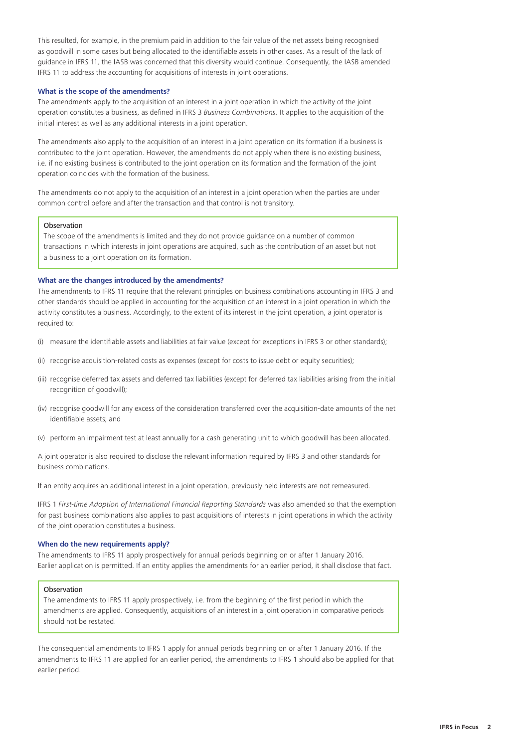This resulted, for example, in the premium paid in addition to the fair value of the net assets being recognised as goodwill in some cases but being allocated to the identifiable assets in other cases. As a result of the lack of guidance in IFRS 11, the IASB was concerned that this diversity would continue. Consequently, the IASB amended IFRS 11 to address the accounting for acquisitions of interests in joint operations.

### What is the scope of the amendments?

The amendments apply to the acquisition of an interest in a joint operation in which the activity of the joint operation constitutes a business, as defined in IFRS 3 *Business Combinations*. It applies to the acquisition of the initial interest as well as any additional interests in a joint operation.

The amendments also apply to the acquisition of an interest in a joint operation on its formation if a business is contributed to the joint operation. However, the amendments do not apply when there is no existing business, i.e. if no existing business is contributed to the joint operation on its formation and the formation of the joint operation coincides with the formation of the business.

The amendments do not apply to the acquisition of an interest in a joint operation when the parties are under common control before and after the transaction and that control is not transitory.

> Observation
>
> The scope of the amendments is limited and they do not provide guidance on a number of common transactions in which interests in joint operations are acquired, such as the contribution of an asset but not a business to a joint operation on its formation.

### What are the changes introduced by the amendments?

The amendments to IFRS 11 require that the relevant principles on business combinations accounting in IFRS 3 and other standards should be applied in accounting for the acquisition of an interest in a joint operation in which the activity constitutes a business. Accordingly, to the extent of its interest in the joint operation, a joint operator is required to:

(i) measure the identifiable assets and liabilities at fair value (except for exceptions in IFRS 3 or other standards);

(ii) recognise acquisition-related costs as expenses (except for costs to issue debt or equity securities);

(iii) recognise deferred tax assets and deferred tax liabilities (except for deferred tax liabilities arising from the initial recognition of goodwill);

(iv) recognise goodwill for any excess of the consideration transferred over the acquisition-date amounts of the net identifiable assets; and

(v) perform an impairment test at least annually for a cash generating unit to which goodwill has been allocated.

A joint operator is also required to disclose the relevant information required by IFRS 3 and other standards for business combinations.

If an entity acquires an additional interest in a joint operation, previously held interests are not remeasured.

IFRS 1 *First-time Adoption of International Financial Reporting Standards* was also amended so that the exemption for past business combinations also applies to past acquisitions of interests in joint operations in which the activity of the joint operation constitutes a business.

### When do the new requirements apply?

The amendments to IFRS 11 apply prospectively for annual periods beginning on or after 1 January 2016. Earlier application is permitted. If an entity applies the amendments for an earlier period, it shall disclose that fact.

> Observation
>
> The amendments to IFRS 11 apply prospectively, i.e. from the beginning of the first period in which the amendments are applied. Consequently, acquisitions of an interest in a joint operation in comparative periods should not be restated.

The consequential amendments to IFRS 1 apply for annual periods beginning on or after 1 January 2016. If the amendments to IFRS 11 are applied for an earlier period, the amendments to IFRS 1 should also be applied for that earlier period.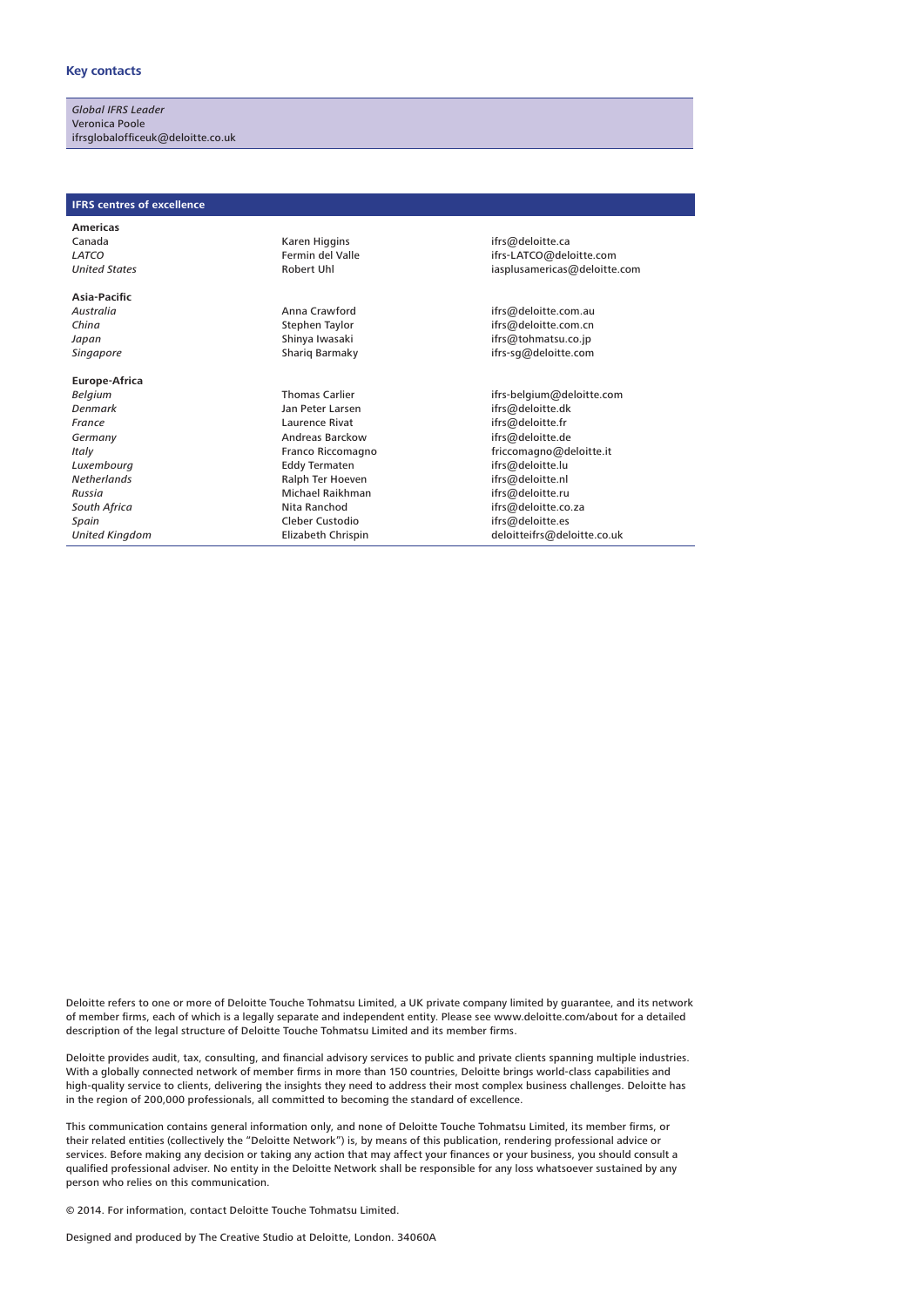## Key contacts

*Global IFRS Leader*
Veronica Poole
ifrsglobalofficeuk@deloitte.co.uk

| IFRS centres of excellence | | |
|---|---|---|
| **Americas** | | |
| Canada | Karen Higgins | ifrs@deloitte.ca |
| *LATCO* | Fermin del Valle | ifrs-LATCO@deloitte.com |
| *United States* | Robert Uhl | iasplusamericas@deloitte.com |
| | | |
| **Asia-Pacific** | | |
| *Australia* | Anna Crawford | ifrs@deloitte.com.au |
| *China* | Stephen Taylor | ifrs@deloitte.com.cn |
| *Japan* | Shinya Iwasaki | ifrs@tohmatsu.co.jp |
| *Singapore* | Shariq Barmaky | ifrs-sg@deloitte.com |
| | | |
| **Europe-Africa** | | |
| *Belgium* | Thomas Carlier | ifrs-belgium@deloitte.com |
| *Denmark* | Jan Peter Larsen | ifrs@deloitte.dk |
| *France* | Laurence Rivat | ifrs@deloitte.fr |
| *Germany* | Andreas Barckow | ifrs@deloitte.de |
| *Italy* | Franco Riccomagno | friccomagno@deloitte.it |
| *Luxembourg* | Eddy Termaten | ifrs@deloitte.lu |
| *Netherlands* | Ralph Ter Hoeven | ifrs@deloitte.nl |
| *Russia* | Michael Raikhman | ifrs@deloitte.ru |
| *South Africa* | Nita Ranchod | ifrs@deloitte.co.za |
| *Spain* | Cleber Custodio | ifrs@deloitte.es |
| *United Kingdom* | Elizabeth Chrispin | deloitteifrs@deloitte.co.uk |

Deloitte refers to one or more of Deloitte Touche Tohmatsu Limited, a UK private company limited by guarantee, and its network of member firms, each of which is a legally separate and independent entity. Please see www.deloitte.com/about for a detailed description of the legal structure of Deloitte Touche Tohmatsu Limited and its member firms.

Deloitte provides audit, tax, consulting, and financial advisory services to public and private clients spanning multiple industries. With a globally connected network of member firms in more than 150 countries, Deloitte brings world-class capabilities and high-quality service to clients, delivering the insights they need to address their most complex business challenges. Deloitte has in the region of 200,000 professionals, all committed to becoming the standard of excellence.

This communication contains general information only, and none of Deloitte Touche Tohmatsu Limited, its member firms, or their related entities (collectively the "Deloitte Network") is, by means of this publication, rendering professional advice or services. Before making any decision or taking any action that may affect your finances or your business, you should consult a qualified professional adviser. No entity in the Deloitte Network shall be responsible for any loss whatsoever sustained by any person who relies on this communication.

© 2014. For information, contact Deloitte Touche Tohmatsu Limited.

Designed and produced by The Creative Studio at Deloitte, London. 34060A